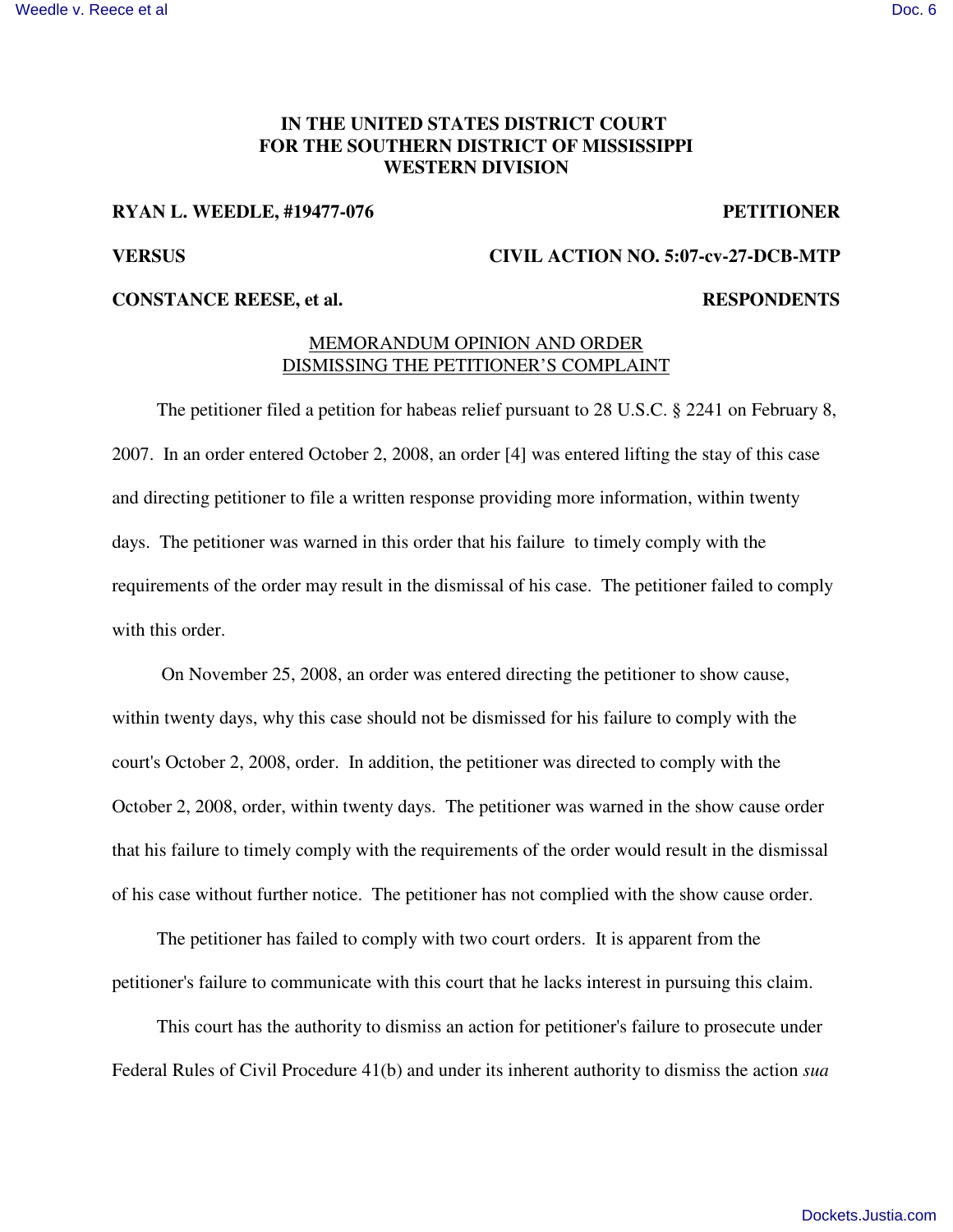**IN THE UNITED STATES DISTRICT COURT**
**FOR THE SOUTHERN DISTRICT OF MISSISSIPPI**
**WESTERN DIVISION**

**RYAN L. WEEDLE, #19477-076** **PETITIONER**

**VERSUS** **CIVIL ACTION NO. 5:07-cv-27-DCB-MTP**

**CONSTANCE REESE, et al.** **RESPONDENTS**

MEMORANDUM OPINION AND ORDER
DISMISSING THE PETITIONER'S COMPLAINT

The petitioner filed a petition for habeas relief pursuant to 28 U.S.C. § 2241 on February 8, 2007. In an order entered October 2, 2008, an order [4] was entered lifting the stay of this case and directing petitioner to file a written response providing more information, within twenty days. The petitioner was warned in this order that his failure to timely comply with the requirements of the order may result in the dismissal of his case. The petitioner failed to comply with this order.

On November 25, 2008, an order was entered directing the petitioner to show cause, within twenty days, why this case should not be dismissed for his failure to comply with the court's October 2, 2008, order. In addition, the petitioner was directed to comply with the October 2, 2008, order, within twenty days. The petitioner was warned in the show cause order that his failure to timely comply with the requirements of the order would result in the dismissal of his case without further notice. The petitioner has not complied with the show cause order.

The petitioner has failed to comply with two court orders. It is apparent from the petitioner's failure to communicate with this court that he lacks interest in pursuing this claim.

This court has the authority to dismiss an action for petitioner's failure to prosecute under Federal Rules of Civil Procedure 41(b) and under its inherent authority to dismiss the action *sua*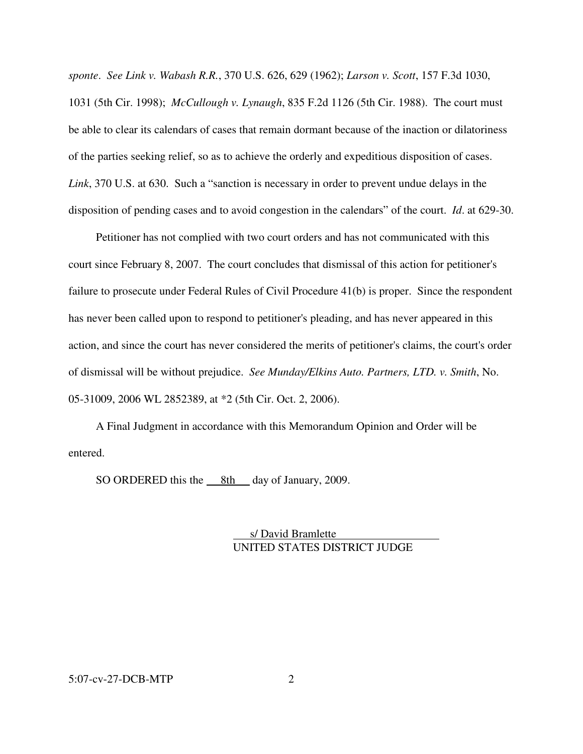*sponte*. *See Link v. Wabash R.R.*, 370 U.S. 626, 629 (1962); *Larson v. Scott*, 157 F.3d 1030, 1031 (5th Cir. 1998); *McCullough v. Lynaugh*, 835 F.2d 1126 (5th Cir. 1988). The court must be able to clear its calendars of cases that remain dormant because of the inaction or dilatoriness of the parties seeking relief, so as to achieve the orderly and expeditious disposition of cases. *Link*, 370 U.S. at 630. Such a "sanction is necessary in order to prevent undue delays in the disposition of pending cases and to avoid congestion in the calendars" of the court. *Id*. at 629-30.

Petitioner has not complied with two court orders and has not communicated with this court since February 8, 2007. The court concludes that dismissal of this action for petitioner's failure to prosecute under Federal Rules of Civil Procedure 41(b) is proper. Since the respondent has never been called upon to respond to petitioner's pleading, and has never appeared in this action, and since the court has never considered the merits of petitioner's claims, the court's order of dismissal will be without prejudice. *See Munday/Elkins Auto. Partners, LTD. v. Smith*, No. 05-31009, 2006 WL 2852389, at *2 (5th Cir. Oct. 2, 2006).

A Final Judgment in accordance with this Memorandum Opinion and Order will be entered.

SO ORDERED this the 8th day of January, 2009.

s/ David Bramlette
UNITED STATES DISTRICT JUDGE

5:07-cv-27-DCB-MTP